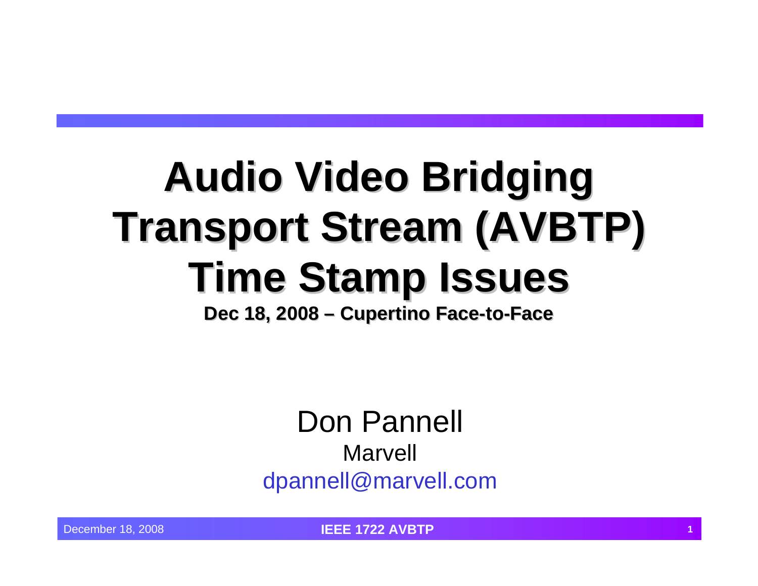# Audio Video Bridging Transport Stream (AVBTP) Time Stamp Issues

**Dec 18, 2008 – Cupertino Face-to-Face**

Don Pannell

Marvell

dpannell@marvell.com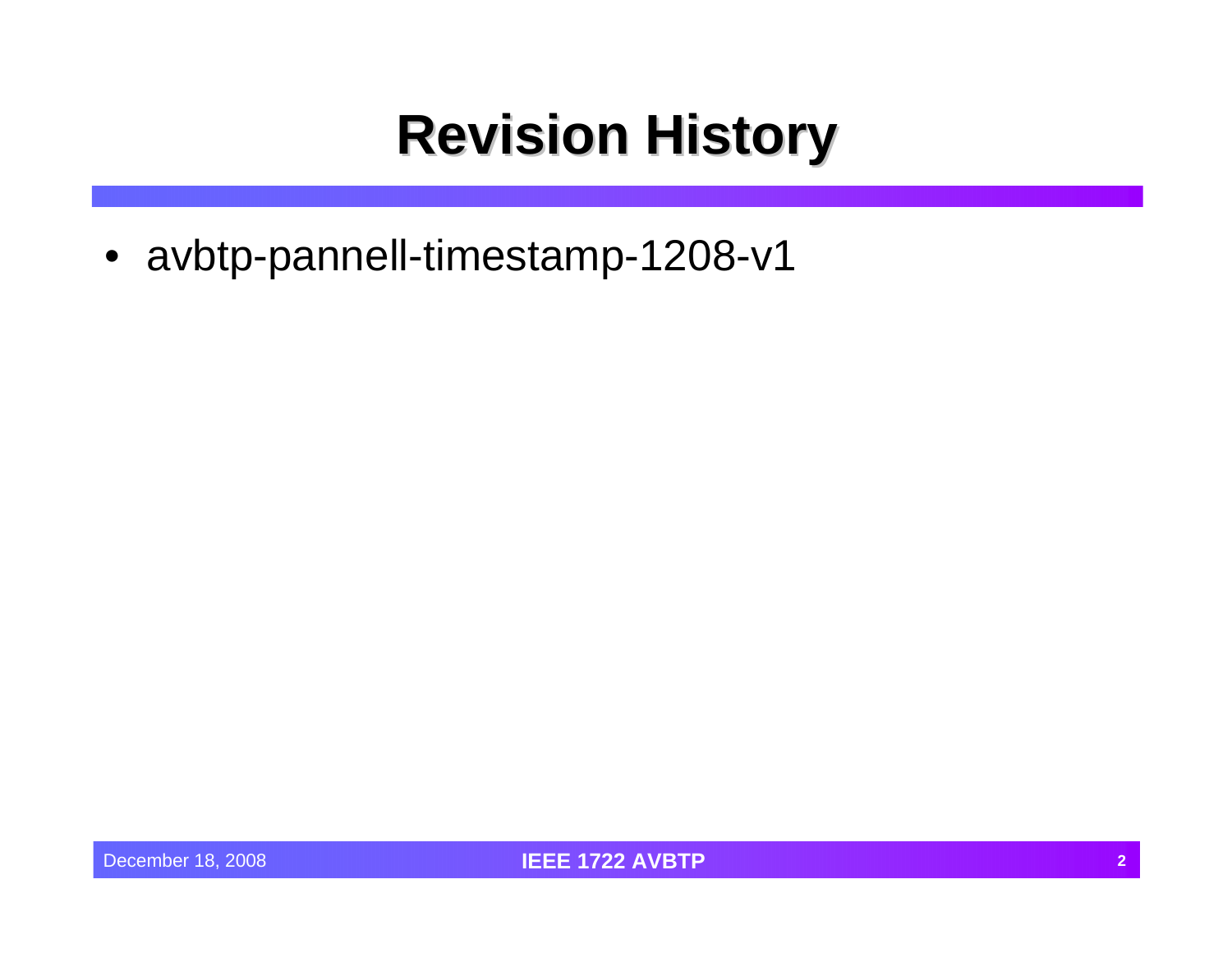# Revision History

- avbtp-pannell-timestamp-1208-v1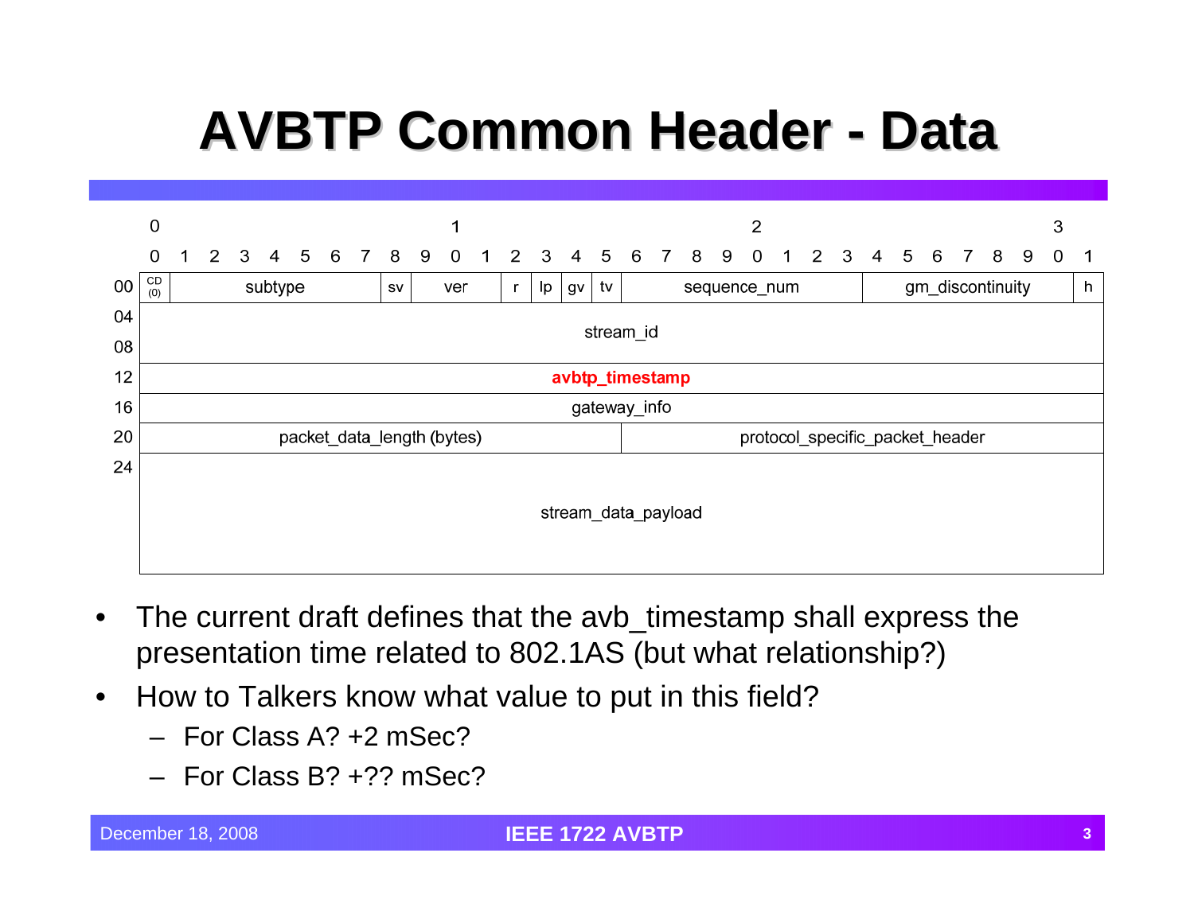# AVBTP Common Header - Data

| Offset | Bit 0 | Bits 1–7 | Bit 8 | Bits 9–11 | Bit 12 | Bit 13 | Bit 14 | Bit 15 | Bits 16–23 | Bits 24–30 | Bit 31 |
|---|---|---|---|---|---|---|---|---|---|---|---|
| 00 | CD (0) | subtype | sv | ver | r | lp | gv | tv | sequence_num | gm_discontinuity | h |
| 04 | stream_id | | | | | | | | | | |
| 08 | | | | | | | | | | | |
| 12 | **avbtp_timestamp** | | | | | | | | | | |
| 16 | gateway_info | | | | | | | | | | |
| 20 | packet_data_length (bytes) | | | | | | | | protocol_specific_packet_header | | |
| 24 | stream_data_payload | | | | | | | | | | |

- The current draft defines that the avb_timestamp shall express the presentation time related to 802.1AS (but what relationship?)
- How to Talkers know what value to put in this field?
  - For Class A? +2 mSec?
  - For Class B? +?? mSec?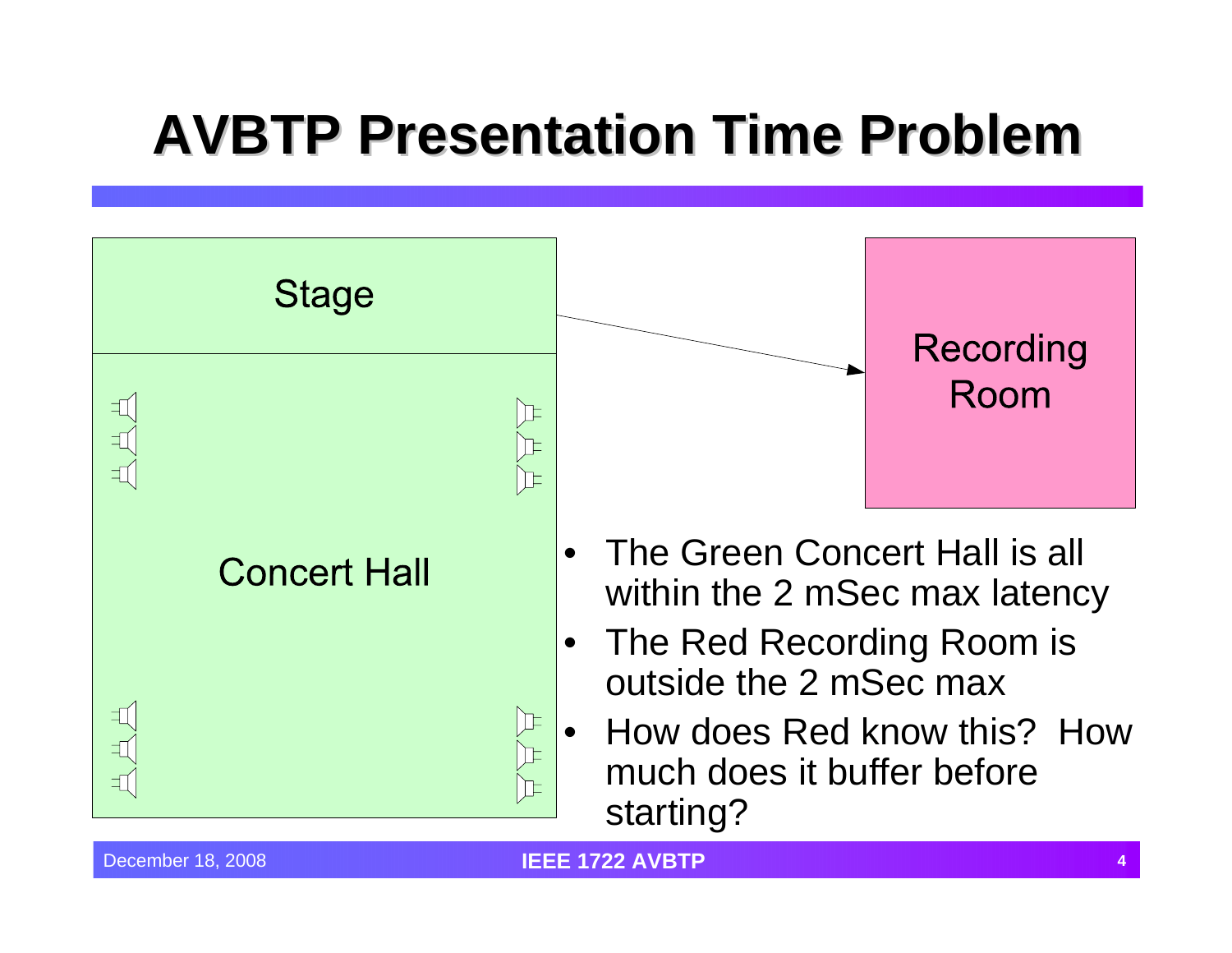# AVBTP Presentation Time Problem

Stage

Concert Hall

Recording Room

- The Green Concert Hall is all within the 2 mSec max latency
- The Red Recording Room is outside the 2 mSec max
- How does Red know this? How much does it buffer before starting?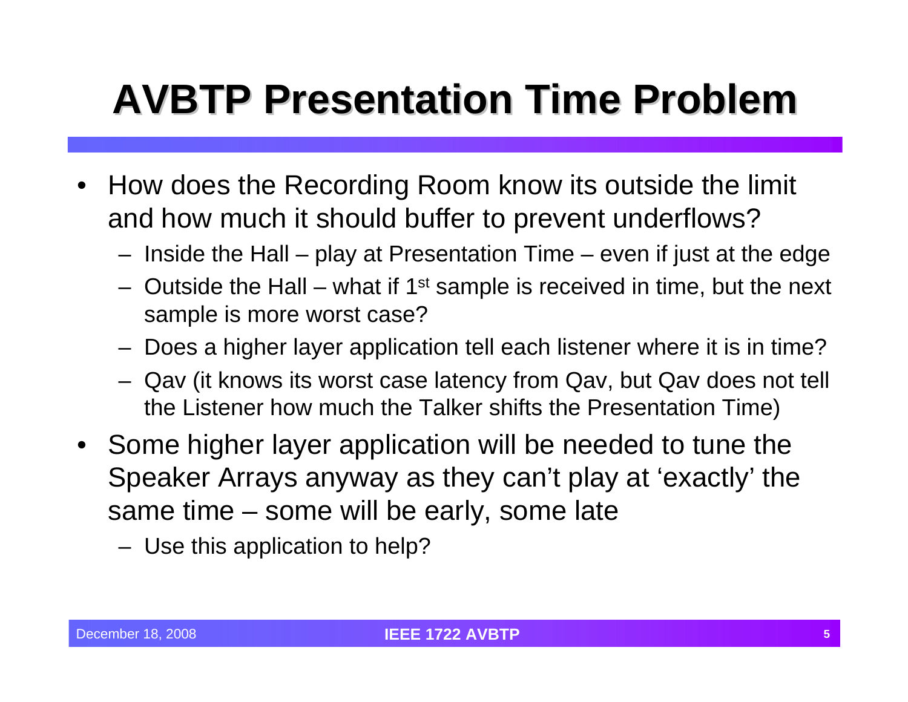# AVBTP Presentation Time Problem

- How does the Recording Room know its outside the limit and how much it should buffer to prevent underflows?
  - Inside the Hall – play at Presentation Time – even if just at the edge
  - Outside the Hall – what if 1st sample is received in time, but the next sample is more worst case?
  - Does a higher layer application tell each listener where it is in time?
  - Qav (it knows its worst case latency from Qav, but Qav does not tell the Listener how much the Talker shifts the Presentation Time)
- Some higher layer application will be needed to tune the Speaker Arrays anyway as they can't play at 'exactly' the same time – some will be early, some late
  - Use this application to help?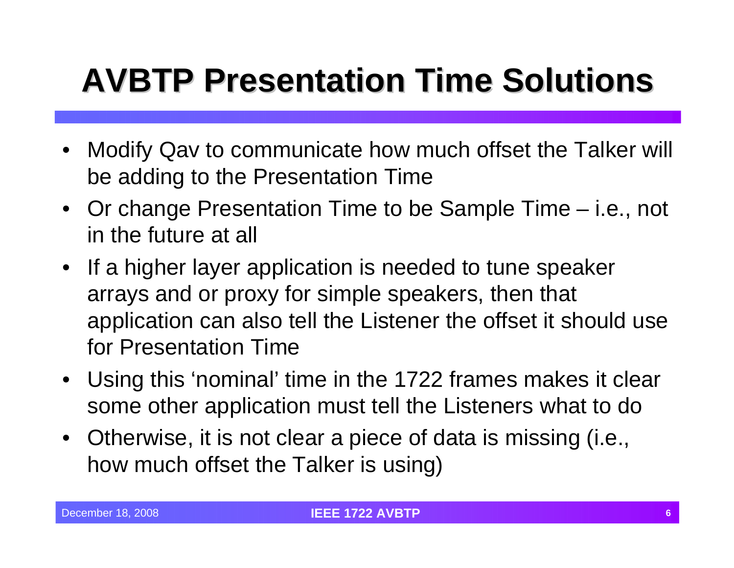# AVBTP Presentation Time Solutions

- Modify Qav to communicate how much offset the Talker will be adding to the Presentation Time
- Or change Presentation Time to be Sample Time – i.e., not in the future at all
- If a higher layer application is needed to tune speaker arrays and or proxy for simple speakers, then that application can also tell the Listener the offset it should use for Presentation Time
- Using this 'nominal' time in the 1722 frames makes it clear some other application must tell the Listeners what to do
- Otherwise, it is not clear a piece of data is missing (i.e., how much offset the Talker is using)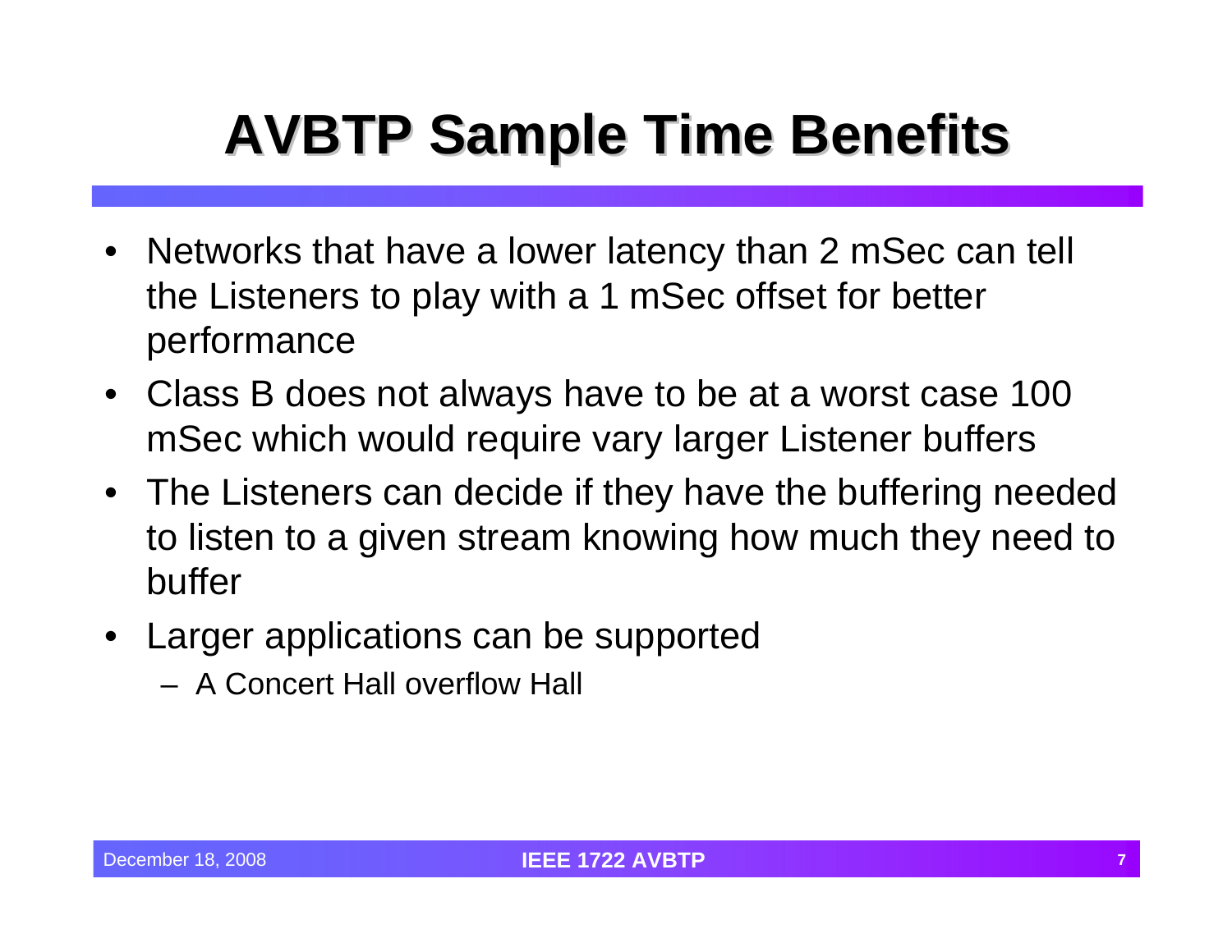# AVBTP Sample Time Benefits

- Networks that have a lower latency than 2 mSec can tell the Listeners to play with a 1 mSec offset for better performance
- Class B does not always have to be at a worst case 100 mSec which would require vary larger Listener buffers
- The Listeners can decide if they have the buffering needed to listen to a given stream knowing how much they need to buffer
- Larger applications can be supported
  - A Concert Hall overflow Hall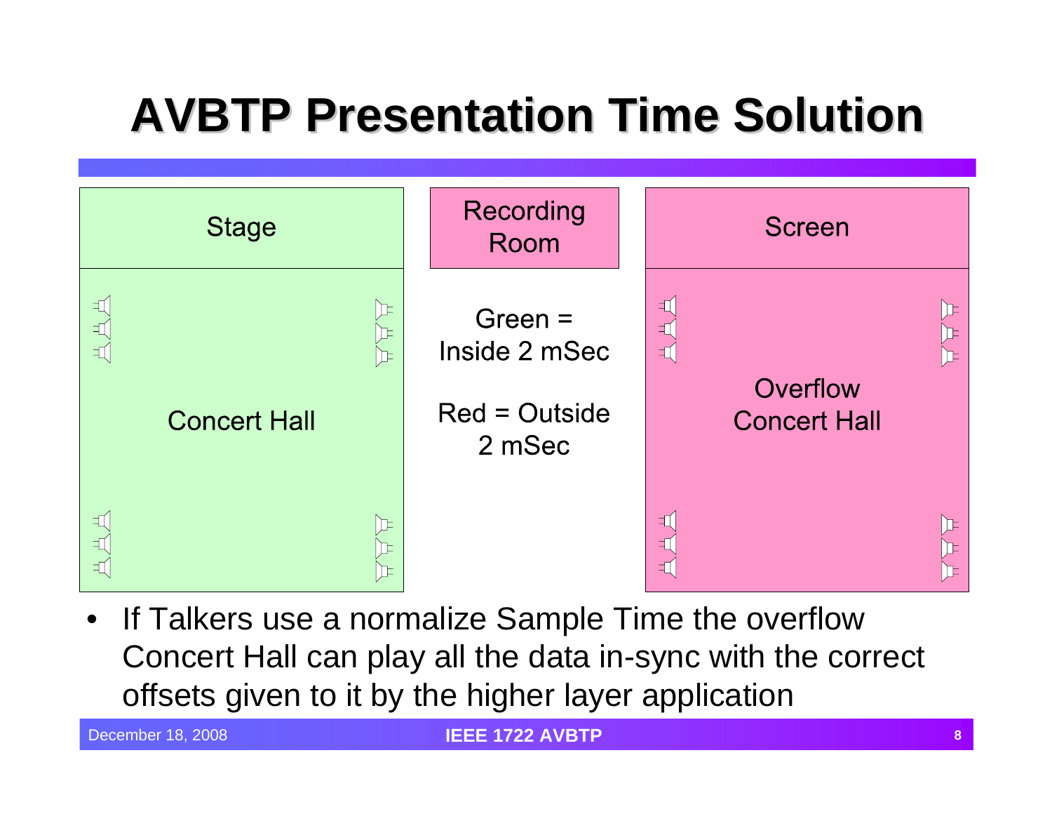# AVBTP Presentation Time Solution

Stage

Recording Room

Screen

Concert Hall

Green = Inside 2 mSec

Red = Outside 2 mSec

Overflow Concert Hall

- If Talkers use a normalize Sample Time the overflow Concert Hall can play all the data in-sync with the correct offsets given to it by the higher layer application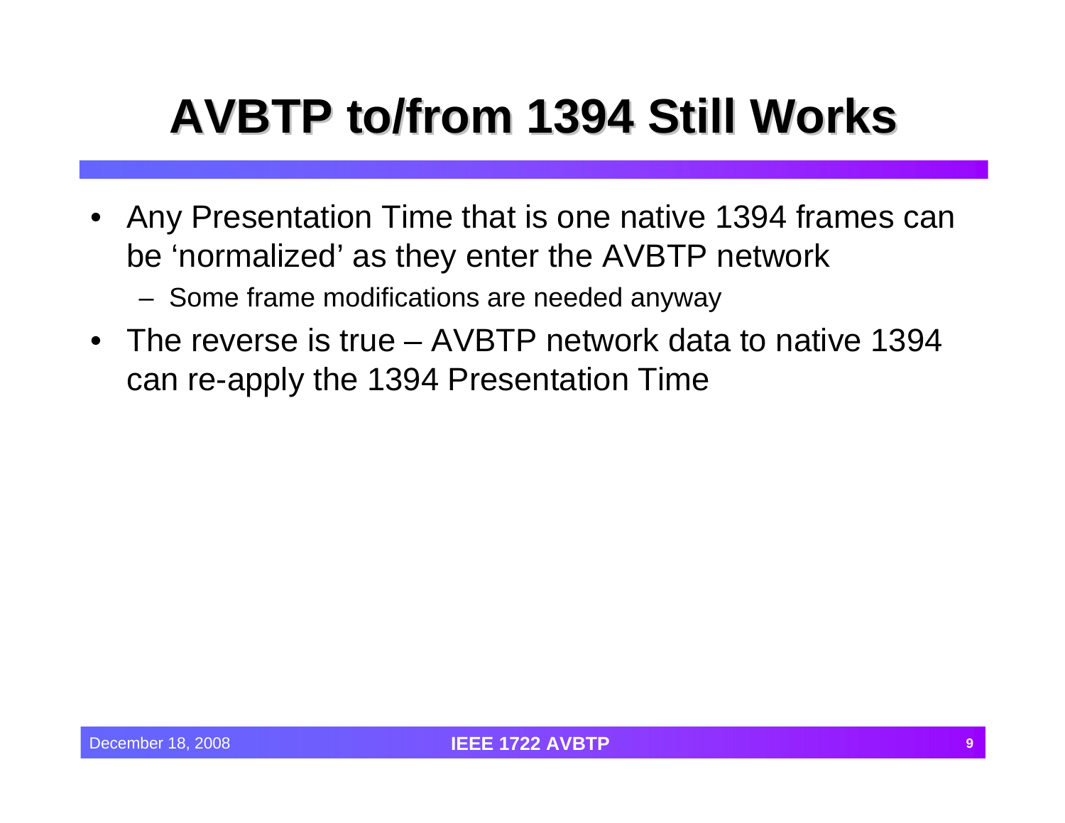# AVBTP to/from 1394 Still Works

- Any Presentation Time that is one native 1394 frames can be 'normalized' as they enter the AVBTP network
  - Some frame modifications are needed anyway
- The reverse is true – AVBTP network data to native 1394 can re-apply the 1394 Presentation Time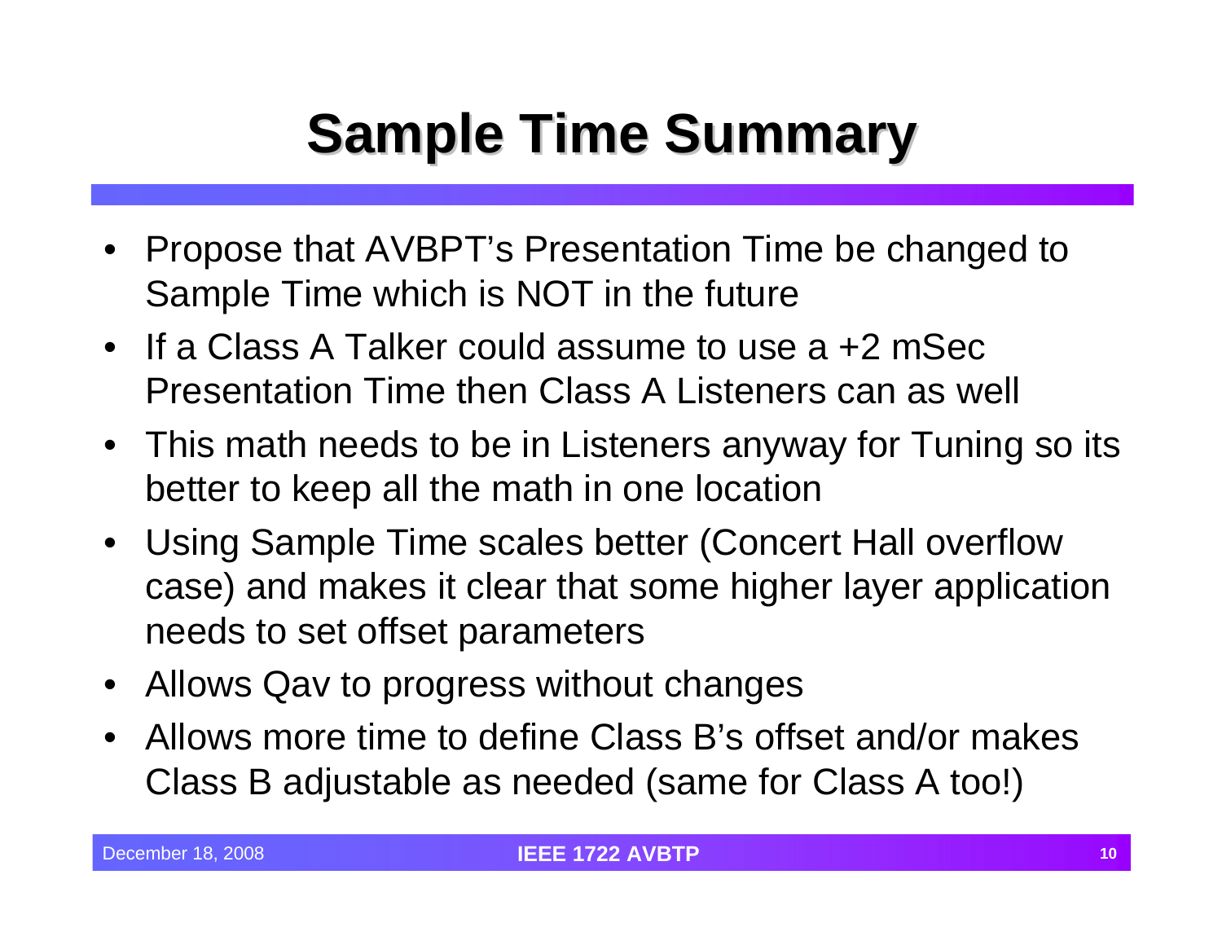# Sample Time Summary

- Propose that AVBPT's Presentation Time be changed to Sample Time which is NOT in the future
- If a Class A Talker could assume to use a +2 mSec Presentation Time then Class A Listeners can as well
- This math needs to be in Listeners anyway for Tuning so its better to keep all the math in one location
- Using Sample Time scales better (Concert Hall overflow case) and makes it clear that some higher layer application needs to set offset parameters
- Allows Qav to progress without changes
- Allows more time to define Class B's offset and/or makes Class B adjustable as needed (same for Class A too!)